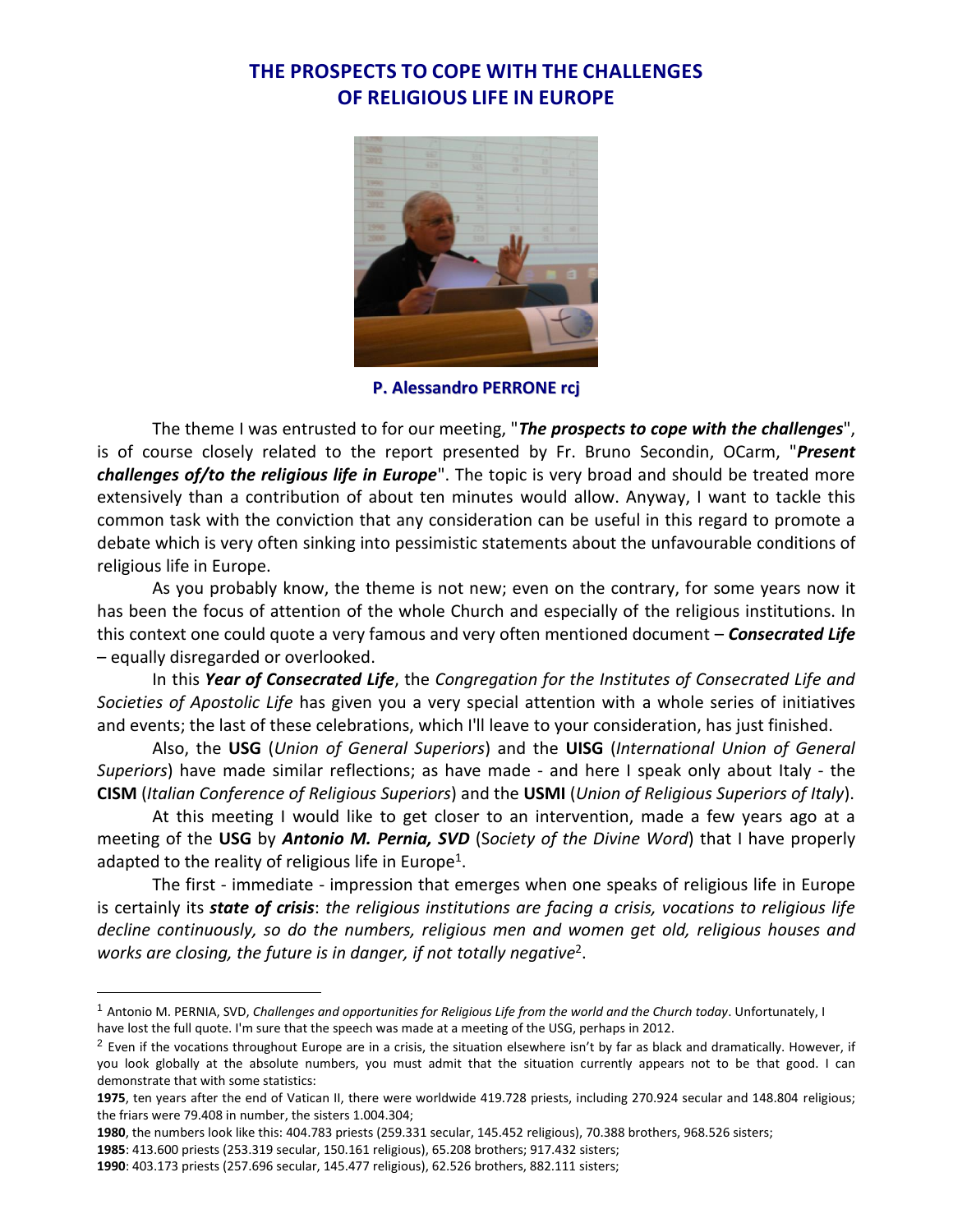# THE PROSPECTS TO COPE WITH THE CHALLENGES OF RELIGIOUS LIFE IN EUROPE

**P. Alessandro PERRONE rcj**

The theme I was entrusted to for our meeting, "***The prospects to cope with the challenges***", is of course closely related to the report presented by Fr. Bruno Secondin, OCarm, "***Present challenges of/to the religious life in Europe***". The topic is very broad and should be treated more extensively than a contribution of about ten minutes would allow. Anyway, I want to tackle this common task with the conviction that any consideration can be useful in this regard to promote a debate which is very often sinking into pessimistic statements about the unfavourable conditions of religious life in Europe.

As you probably know, the theme is not new; even on the contrary, for some years now it has been the focus of attention of the whole Church and especially of the religious institutions. In this context one could quote a very famous and very often mentioned document – ***Consecrated Life*** – equally disregarded or overlooked.

In this ***Year of Consecrated Life***, the *Congregation for the Institutes of Consecrated Life and Societies of Apostolic Life* has given you a very special attention with a whole series of initiatives and events; the last of these celebrations, which I'll leave to your consideration, has just finished.

Also, the **USG** (*Union of General Superiors*) and the **UISG** (*International Union of General Superiors*) have made similar reflections; as have made - and here I speak only about Italy - the **CISM** (*Italian Conference of Religious Superiors*) and the **USMI** (*Union of Religious Superiors of Italy*).

At this meeting I would like to get closer to an intervention, made a few years ago at a meeting of the **USG** by ***Antonio M. Pernia, SVD*** (*Society of the Divine Word*) that I have properly adapted to the reality of religious life in Europe[1].

The first - immediate - impression that emerges when one speaks of religious life in Europe is certainly its ***state of crisis***: *the religious institutions are facing a crisis, vocations to religious life decline continuously, so do the numbers, religious men and women get old, religious houses and works are closing, the future is in danger, if not totally negative*[2].

---

[1] Antonio M. PERNIA, SVD, *Challenges and opportunities for Religious Life from the world and the Church today*. Unfortunately, I have lost the full quote. I'm sure that the speech was made at a meeting of the USG, perhaps in 2012.

[2] Even if the vocations throughout Europe are in a crisis, the situation elsewhere isn't by far as black and dramatically. However, if you look globally at the absolute numbers, you must admit that the situation currently appears not to be that good. I can demonstrate that with some statistics:

**1975**, ten years after the end of Vatican II, there were worldwide 419.728 priests, including 270.924 secular and 148.804 religious; the friars were 79.408 in number, the sisters 1.004.304;

**1980**, the numbers look like this: 404.783 priests (259.331 secular, 145.452 religious), 70.388 brothers, 968.526 sisters;

**1985**: 413.600 priests (253.319 secular, 150.161 religious), 65.208 brothers; 917.432 sisters;

**1990**: 403.173 priests (257.696 secular, 145.477 religious), 62.526 brothers, 882.111 sisters;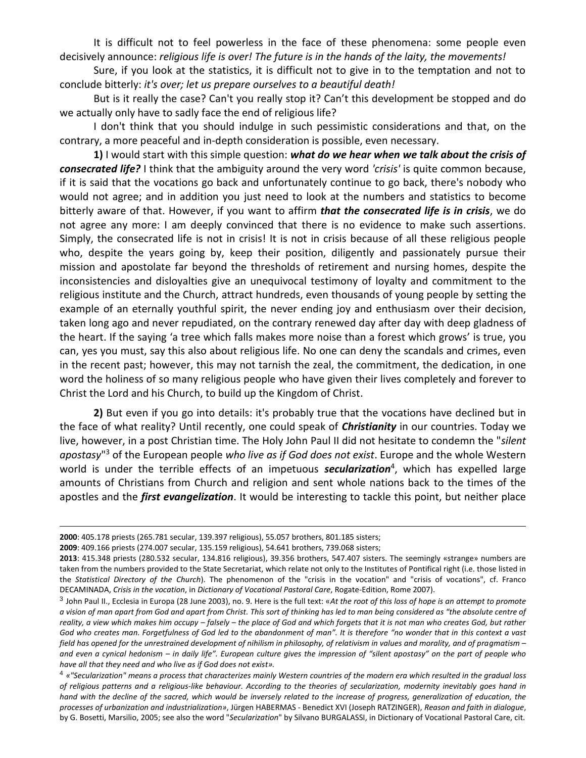It is difficult not to feel powerless in the face of these phenomena: some people even decisively announce: *religious life is over! The future is in the hands of the laity, the movements!*

Sure, if you look at the statistics, it is difficult not to give in to the temptation and not to conclude bitterly: *it's over; let us prepare ourselves to a beautiful death!*

But is it really the case? Can't you really stop it? Can't this development be stopped and do we actually only have to sadly face the end of religious life?

I don't think that you should indulge in such pessimistic considerations and that, on the contrary, a more peaceful and in-depth consideration is possible, even necessary.

**1)** I would start with this simple question: ***what do we hear when we talk about the crisis of consecrated life?*** I think that the ambiguity around the very word *'crisis'* is quite common because, if it is said that the vocations go back and unfortunately continue to go back, there's nobody who would not agree; and in addition you just need to look at the numbers and statistics to become bitterly aware of that. However, if you want to affirm ***that the consecrated life is in crisis***, we do not agree any more: I am deeply convinced that there is no evidence to make such assertions. Simply, the consecrated life is not in crisis! It is not in crisis because of all these religious people who, despite the years going by, keep their position, diligently and passionately pursue their mission and apostolate far beyond the thresholds of retirement and nursing homes, despite the inconsistencies and disloyalties give an unequivocal testimony of loyalty and commitment to the religious institute and the Church, attract hundreds, even thousands of young people by setting the example of an eternally youthful spirit, the never ending joy and enthusiasm over their decision, taken long ago and never repudiated, on the contrary renewed day after day with deep gladness of the heart. If the saying 'a tree which falls makes more noise than a forest which grows' is true, you can, yes you must, say this also about religious life. No one can deny the scandals and crimes, even in the recent past; however, this may not tarnish the zeal, the commitment, the dedication, in one word the holiness of so many religious people who have given their lives completely and forever to Christ the Lord and his Church, to build up the Kingdom of Christ.

**2)** But even if you go into details: it's probably true that the vocations have declined but in the face of what reality? Until recently, one could speak of ***Christianity*** in our countries. Today we live, however, in a post Christian time. The Holy John Paul II did not hesitate to condemn the "*silent apostasy*"[3] of the European people *who live as if God does not exist*. Europe and the whole Western world is under the terrible effects of an impetuous ***secularization***[4], which has expelled large amounts of Christians from Church and religion and sent whole nations back to the times of the apostles and the ***first evangelization***. It would be interesting to tackle this point, but neither place

---

**2000**: 405.178 priests (265.781 secular, 139.397 religious), 55.057 brothers, 801.185 sisters;

**2009**: 409.166 priests (274.007 secular, 135.159 religious), 54.641 brothers, 739.068 sisters;

**2013**: 415.348 priests (280.532 secular, 134.816 religious), 39.356 brothers, 547.407 sisters. The seemingly «strange» numbers are taken from the numbers provided to the State Secretariat, which relate not only to the Institutes of Pontifical right (i.e. those listed in the *Statistical Directory of the Church*). The phenomenon of the "crisis in the vocation" and "crisis of vocations", cf. Franco DECAMINADA, *Crisis in the vocation*, in *Dictionary of Vocational Pastoral Care*, Rogate-Edition, Rome 2007).

[3] John Paul II., Ecclesia in Europa (28 June 2003), no. 9. Here is the full text: «*At the root of this loss of hope is an attempt to promote a vision of man apart from God and apart from Christ. This sort of thinking has led to man being considered as "the absolute centre of reality, a view which makes him occupy – falsely – the place of God and which forgets that it is not man who creates God, but rather God who creates man. Forgetfulness of God led to the abandonment of man". It is therefore "no wonder that in this context a vast field has opened for the unrestrained development of nihilism in philosophy, of relativism in values and morality, and of pragmatism – and even a cynical hedonism – in daily life". European culture gives the impression of "silent apostasy" on the part of people who have all that they need and who live as if God does not exist*».

[4] *«"Secularization" means a process that characterizes mainly Western countries of the modern era which resulted in the gradual loss of religious patterns and a religious-like behaviour. According to the theories of secularization, modernity inevitably goes hand in hand with the decline of the sacred, which would be inversely related to the increase of progress, generalization of education, the processes of urbanization and industrialization»*, Jürgen HABERMAS - Benedict XVI (Joseph RATZINGER), *Reason and faith in dialogue*, by G. Bosetti, Marsilio, 2005; see also the word "*Secularization*" by Silvano BURGALASSI, in Dictionary of Vocational Pastoral Care, cit.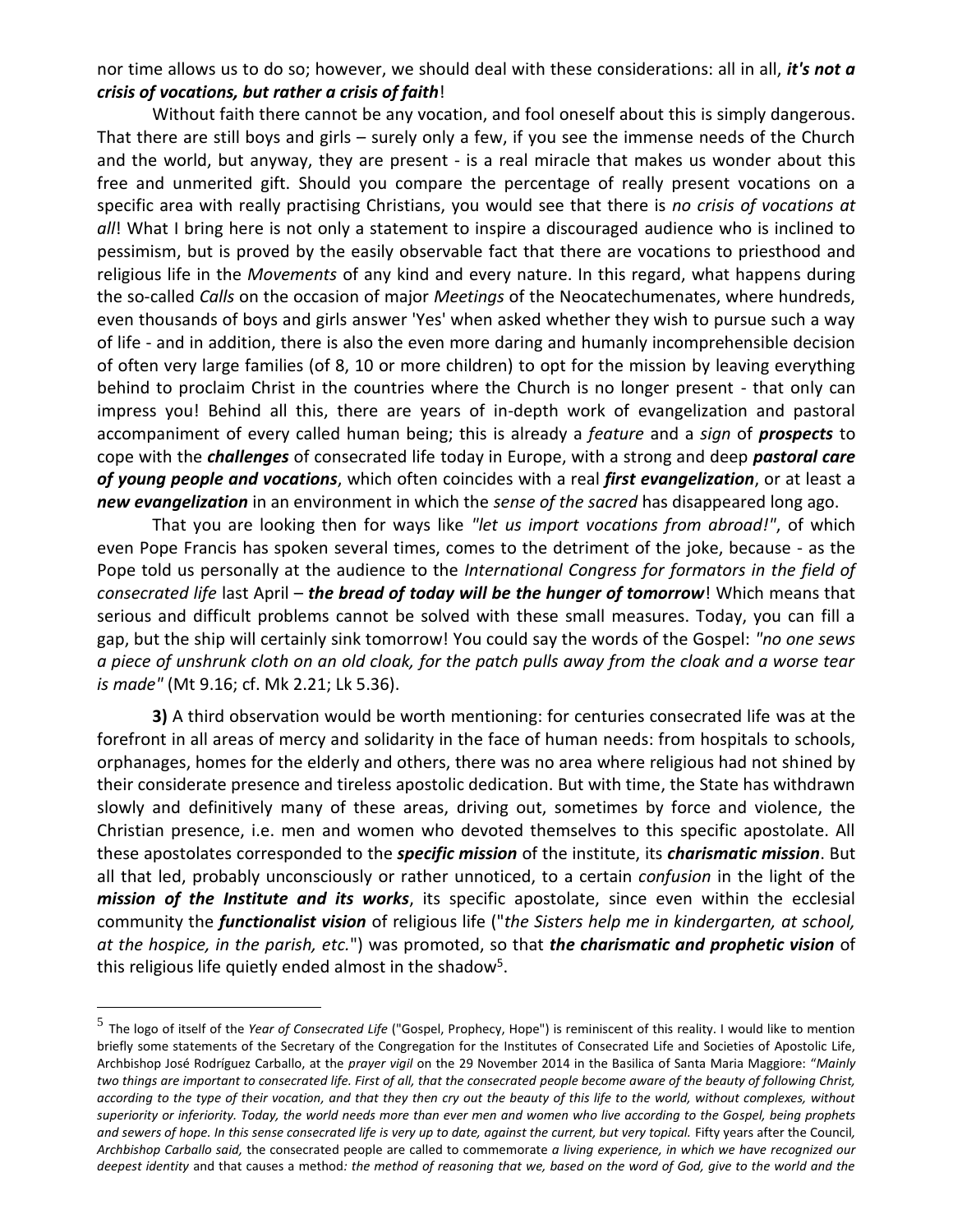nor time allows us to do so; however, we should deal with these considerations: all in all, ***it's not a crisis of vocations, but rather a crisis of faith***!

Without faith there cannot be any vocation, and fool oneself about this is simply dangerous. That there are still boys and girls – surely only a few, if you see the immense needs of the Church and the world, but anyway, they are present - is a real miracle that makes us wonder about this free and unmerited gift. Should you compare the percentage of really present vocations on a specific area with really practising Christians, you would see that there is *no crisis of vocations at all*! What I bring here is not only a statement to inspire a discouraged audience who is inclined to pessimism, but is proved by the easily observable fact that there are vocations to priesthood and religious life in the *Movements* of any kind and every nature. In this regard, what happens during the so-called *Calls* on the occasion of major *Meetings* of the Neocatechumenates, where hundreds, even thousands of boys and girls answer 'Yes' when asked whether they wish to pursue such a way of life - and in addition, there is also the even more daring and humanly incomprehensible decision of often very large families (of 8, 10 or more children) to opt for the mission by leaving everything behind to proclaim Christ in the countries where the Church is no longer present - that only can impress you! Behind all this, there are years of in-depth work of evangelization and pastoral accompaniment of every called human being; this is already a *feature* and a *sign* of ***prospects*** to cope with the ***challenges*** of consecrated life today in Europe, with a strong and deep ***pastoral care of young people and vocations***, which often coincides with a real ***first evangelization***, or at least a ***new evangelization*** in an environment in which the *sense of the sacred* has disappeared long ago.

That you are looking then for ways like *"let us import vocations from abroad!"*, of which even Pope Francis has spoken several times, comes to the detriment of the joke, because - as the Pope told us personally at the audience to the *International Congress for formators in the field of consecrated life* last April – ***the bread of today will be the hunger of tomorrow***! Which means that serious and difficult problems cannot be solved with these small measures. Today, you can fill a gap, but the ship will certainly sink tomorrow! You could say the words of the Gospel: *"no one sews a piece of unshrunk cloth on an old cloak, for the patch pulls away from the cloak and a worse tear is made"* (Mt 9.16; cf. Mk 2.21; Lk 5.36).

**3)** A third observation would be worth mentioning: for centuries consecrated life was at the forefront in all areas of mercy and solidarity in the face of human needs: from hospitals to schools, orphanages, homes for the elderly and others, there was no area where religious had not shined by their considerate presence and tireless apostolic dedication. But with time, the State has withdrawn slowly and definitively many of these areas, driving out, sometimes by force and violence, the Christian presence, i.e. men and women who devoted themselves to this specific apostolate. All these apostolates corresponded to the ***specific mission*** of the institute, its ***charismatic mission***. But all that led, probably unconsciously or rather unnoticed, to a certain *confusion* in the light of the ***mission of the Institute and its works***, its specific apostolate, since even within the ecclesial community the ***functionalist vision*** of religious life ("*the Sisters help me in kindergarten, at school, at the hospice, in the parish, etc.*") was promoted, so that ***the charismatic and prophetic vision*** of this religious life quietly ended almost in the shadow[5].

---

[5] The logo of itself of the *Year of Consecrated Life* ("Gospel, Prophecy, Hope") is reminiscent of this reality. I would like to mention briefly some statements of the Secretary of the Congregation for the Institutes of Consecrated Life and Societies of Apostolic Life, Archbishop José Rodríguez Carballo, at the *prayer vigil* on the 29 November 2014 in the Basilica of Santa Maria Maggiore: "*Mainly two things are important to consecrated life. First of all, that the consecrated people become aware of the beauty of following Christ, according to the type of their vocation, and that they then cry out the beauty of this life to the world, without complexes, without superiority or inferiority. Today, the world needs more than ever men and women who live according to the Gospel, being prophets and sewers of hope. In this sense consecrated life is very up to date, against the current, but very topical.* Fifty years after the Council, *Archbishop Carballo said,* the consecrated people are called to commemorate *a living experience, in which we have recognized our deepest identity* and that causes a method*: the method of reasoning that we, based on the word of God, give to the world and the*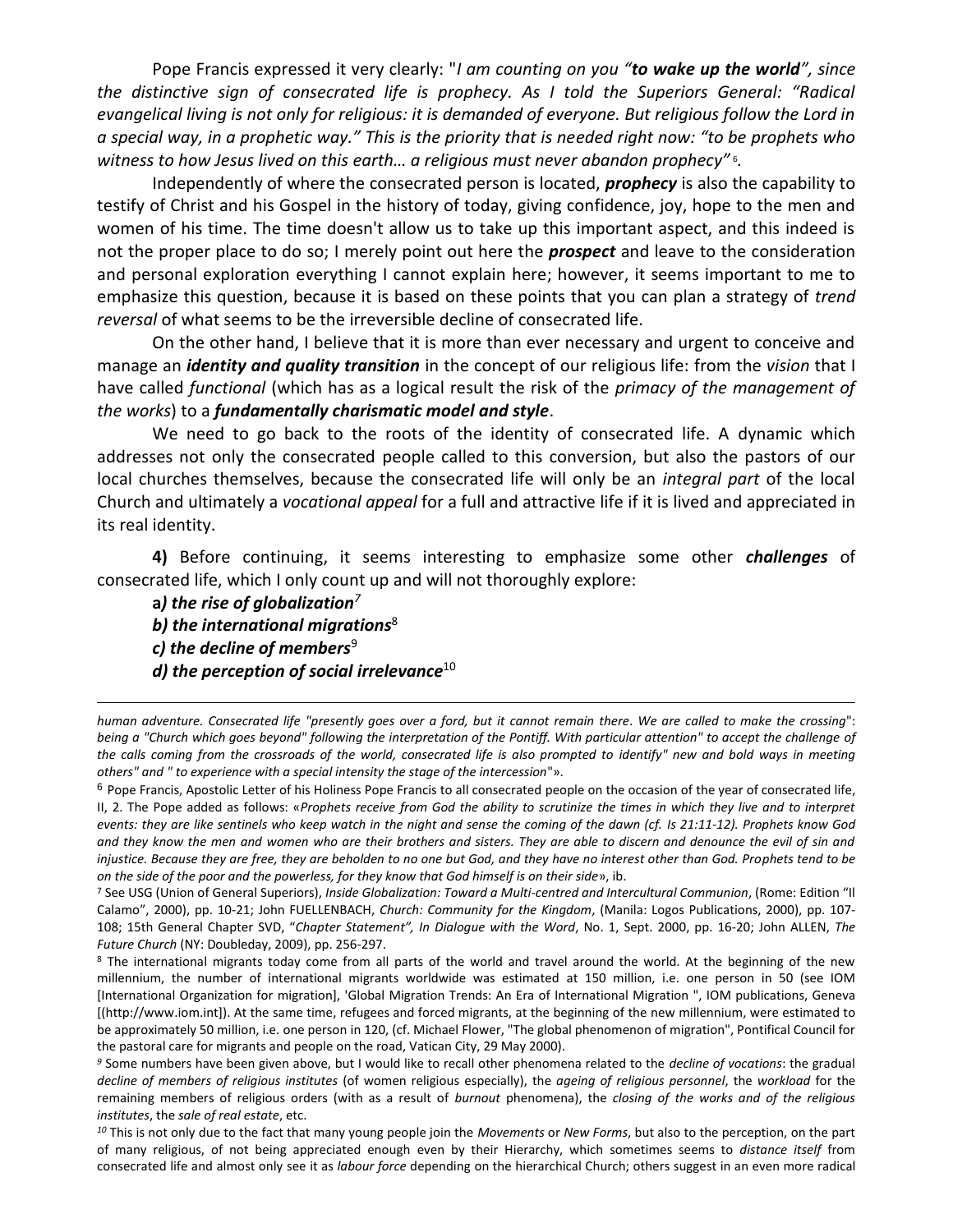Pope Francis expressed it very clearly: "*I am counting on you "**to wake up the world**", since the distinctive sign of consecrated life is prophecy. As I told the Superiors General: "Radical evangelical living is not only for religious: it is demanded of everyone. But religious follow the Lord in a special way, in a prophetic way." This is the priority that is needed right now: "to be prophets who witness to how Jesus lived on this earth… a religious must never abandon prophecy"* [6].

Independently of where the consecrated person is located, ***prophecy*** is also the capability to testify of Christ and his Gospel in the history of today, giving confidence, joy, hope to the men and women of his time. The time doesn't allow us to take up this important aspect, and this indeed is not the proper place to do so; I merely point out here the ***prospect*** and leave to the consideration and personal exploration everything I cannot explain here; however, it seems important to me to emphasize this question, because it is based on these points that you can plan a strategy of *trend reversal* of what seems to be the irreversible decline of consecrated life.

On the other hand, I believe that it is more than ever necessary and urgent to conceive and manage an ***identity and quality transition*** in the concept of our religious life: from the *vision* that I have called *functional* (which has as a logical result the risk of the *primacy of the management of the works*) to a ***fundamentally charismatic model and style***.

We need to go back to the roots of the identity of consecrated life. A dynamic which addresses not only the consecrated people called to this conversion, but also the pastors of our local churches themselves, because the consecrated life will only be an *integral part* of the local Church and ultimately a *vocational appeal* for a full and attractive life if it is lived and appreciated in its real identity.

**4)** Before continuing, it seems interesting to emphasize some other ***challenges*** of consecrated life, which I only count up and will not thoroughly explore:

***a) the rise of globalization***[7]
***b) the international migrations***[8]
***c) the decline of members***[9]
***d) the perception of social irrelevance***[10]

---

*human adventure. Consecrated life "presently goes over a ford, but it cannot remain there. We are called to make the crossing": being a "Church which goes beyond" following the interpretation of the Pontiff. With particular attention" to accept the challenge of the calls coming from the crossroads of the world, consecrated life is also prompted to identify" new and bold ways in meeting others" and " to experience with a special intensity the stage of the intercession"*».

[6] Pope Francis, Apostolic Letter of his Holiness Pope Francis to all consecrated people on the occasion of the year of consecrated life, II, 2. The Pope added as follows: «*Prophets receive from God the ability to scrutinize the times in which they live and to interpret events: they are like sentinels who keep watch in the night and sense the coming of the dawn (cf. Is 21:11-12). Prophets know God and they know the men and women who are their brothers and sisters. They are able to discern and denounce the evil of sin and injustice. Because they are free, they are beholden to no one but God, and they have no interest other than God. Prophets tend to be on the side of the poor and the powerless, for they know that God himself is on their side*», ib.

[7] See USG (Union of General Superiors), *Inside Globalization: Toward a Multi-centred and Intercultural Communion*, (Rome: Edition "Il Calamo", 2000), pp. 10-21; John FUELLENBACH, *Church: Community for the Kingdom*, (Manila: Logos Publications, 2000), pp. 107-108; 15th General Chapter SVD, "*Chapter Statement", In Dialogue with the Word*, No. 1, Sept. 2000, pp. 16-20; John ALLEN, *The Future Church* (NY: Doubleday, 2009), pp. 256-297.

[8] The international migrants today come from all parts of the world and travel around the world. At the beginning of the new millennium, the number of international migrants worldwide was estimated at 150 million, i.e. one person in 50 (see IOM [International Organization for migration], 'Global Migration Trends: An Era of International Migration ", IOM publications, Geneva [(http://www.iom.int]). At the same time, refugees and forced migrants, at the beginning of the new millennium, were estimated to be approximately 50 million, i.e. one person in 120, (cf. Michael Flower, "The global phenomenon of migration", Pontifical Council for the pastoral care for migrants and people on the road, Vatican City, 29 May 2000).

[9] Some numbers have been given above, but I would like to recall other phenomena related to the *decline of vocations*: the gradual *decline of members of religious institutes* (of women religious especially), the *ageing of religious personnel*, the *workload* for the remaining members of religious orders (with as a result of *burnout* phenomena), the *closing of the works and of the religious institutes*, the *sale of real estate*, etc.

[10] This is not only due to the fact that many young people join the *Movements* or *New Forms*, but also to the perception, on the part of many religious, of not being appreciated enough even by their Hierarchy, which sometimes seems to *distance itself* from consecrated life and almost only see it as *labour force* depending on the hierarchical Church; others suggest in an even more radical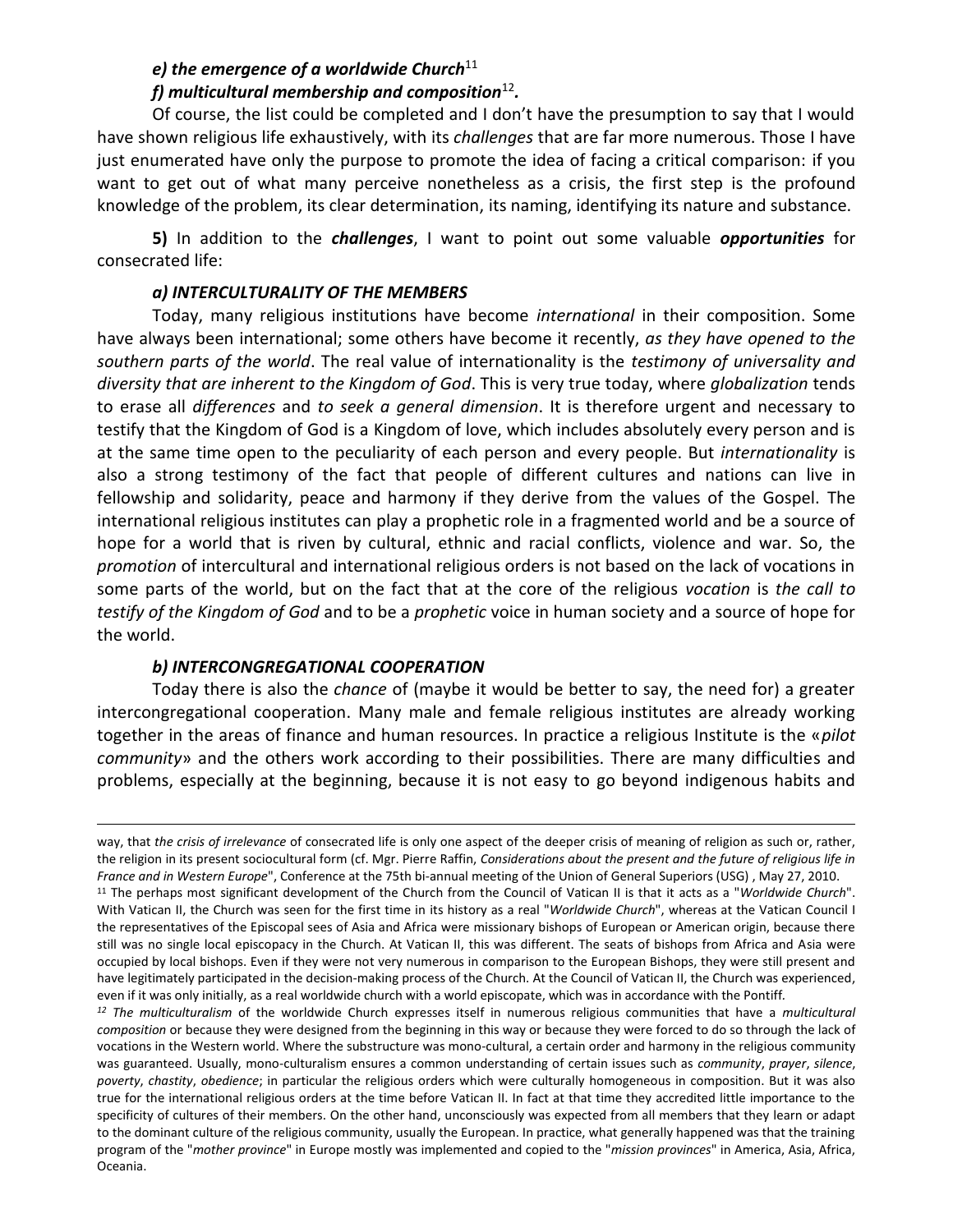***e) the emergence of a worldwide Church***[11]

***f) multicultural membership and composition***[12]***.***

Of course, the list could be completed and I don't have the presumption to say that I would have shown religious life exhaustively, with its *challenges* that are far more numerous. Those I have just enumerated have only the purpose to promote the idea of facing a critical comparison: if you want to get out of what many perceive nonetheless as a crisis, the first step is the profound knowledge of the problem, its clear determination, its naming, identifying its nature and substance.

**5)** In addition to the ***challenges***, I want to point out some valuable ***opportunities*** for consecrated life:

***a) INTERCULTURALITY OF THE MEMBERS***

Today, many religious institutions have become *international* in their composition. Some have always been international; some others have become it recently, *as they have opened to the southern parts of the world*. The real value of internationality is the *testimony of universality and diversity that are inherent to the Kingdom of God*. This is very true today, where *globalization* tends to erase all *differences* and *to seek a general dimension*. It is therefore urgent and necessary to testify that the Kingdom of God is a Kingdom of love, which includes absolutely every person and is at the same time open to the peculiarity of each person and every people. But *internationality* is also a strong testimony of the fact that people of different cultures and nations can live in fellowship and solidarity, peace and harmony if they derive from the values of the Gospel. The international religious institutes can play a prophetic role in a fragmented world and be a source of hope for a world that is riven by cultural, ethnic and racial conflicts, violence and war. So, the *promotion* of intercultural and international religious orders is not based on the lack of vocations in some parts of the world, but on the fact that at the core of the religious *vocation* is *the call to testify of the Kingdom of God* and to be a *prophetic* voice in human society and a source of hope for the world.

***b) INTERCONGREGATIONAL COOPERATION***

Today there is also the *chance* of (maybe it would be better to say, the need for) a greater intercongregational cooperation. Many male and female religious institutes are already working together in the areas of finance and human resources. In practice a religious Institute is the «*pilot community*» and the others work according to their possibilities. There are many difficulties and problems, especially at the beginning, because it is not easy to go beyond indigenous habits and

---

way, that *the crisis of irrelevance* of consecrated life is only one aspect of the deeper crisis of meaning of religion as such or, rather, the religion in its present sociocultural form (cf. Mgr. Pierre Raffin, *Considerations about the present and the future of religious life in France and in Western Europe*", Conference at the 75th bi-annual meeting of the Union of General Superiors (USG) , May 27, 2010.

[11] The perhaps most significant development of the Church from the Council of Vatican II is that it acts as a "*Worldwide Church*". With Vatican II, the Church was seen for the first time in its history as a real "*Worldwide Church*", whereas at the Vatican Council I the representatives of the Episcopal sees of Asia and Africa were missionary bishops of European or American origin, because there still was no single local episcopacy in the Church. At Vatican II, this was different. The seats of bishops from Africa and Asia were occupied by local bishops. Even if they were not very numerous in comparison to the European Bishops, they were still present and have legitimately participated in the decision-making process of the Church. At the Council of Vatican II, the Church was experienced, even if it was only initially, as a real worldwide church with a world episcopate, which was in accordance with the Pontiff*.*

[12] *The multiculturalism* of the worldwide Church expresses itself in numerous religious communities that have a *multicultural composition* or because they were designed from the beginning in this way or because they were forced to do so through the lack of vocations in the Western world. Where the substructure was mono-cultural, a certain order and harmony in the religious community was guaranteed. Usually, mono-culturalism ensures a common understanding of certain issues such as *community*, *prayer*, *silence*, *poverty*, *chastity*, *obedience*; in particular the religious orders which were culturally homogeneous in composition. But it was also true for the international religious orders at the time before Vatican II. In fact at that time they accredited little importance to the specificity of cultures of their members. On the other hand, unconsciously was expected from all members that they learn or adapt to the dominant culture of the religious community, usually the European. In practice, what generally happened was that the training program of the "*mother province*" in Europe mostly was implemented and copied to the "*mission provinces*" in America, Asia, Africa, Oceania.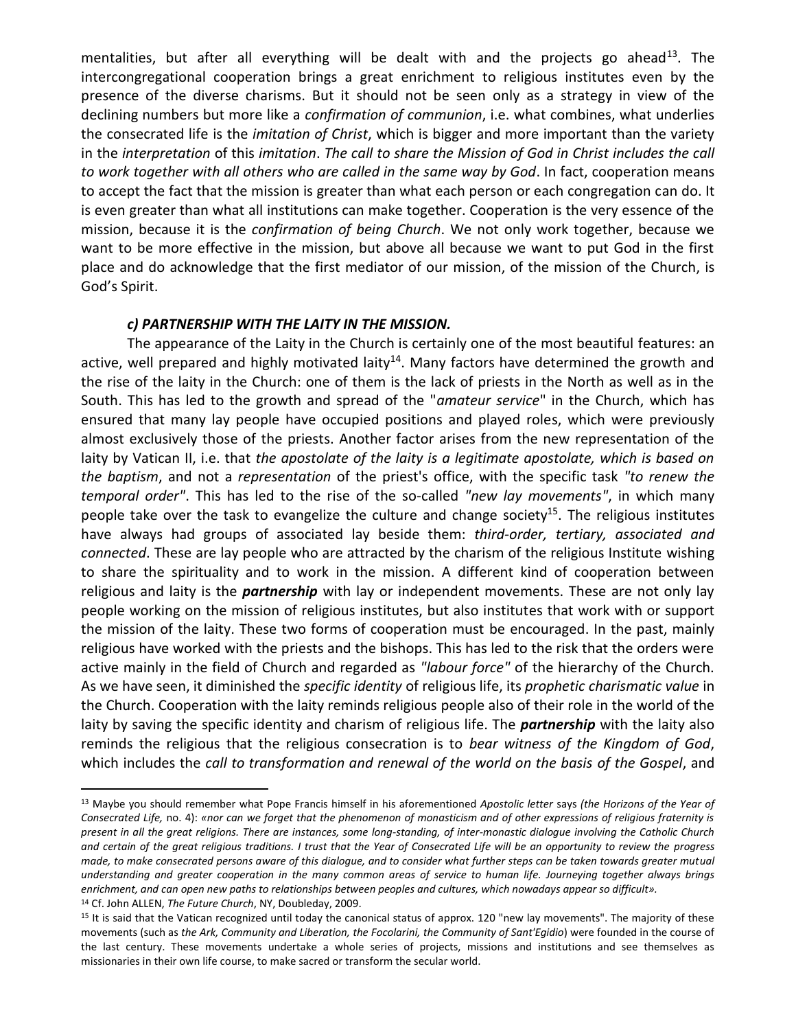mentalities, but after all everything will be dealt with and the projects go ahead[13]. The intercongregational cooperation brings a great enrichment to religious institutes even by the presence of the diverse charisms. But it should not be seen only as a strategy in view of the declining numbers but more like a *confirmation of communion*, i.e. what combines, what underlies the consecrated life is the *imitation of Christ*, which is bigger and more important than the variety in the *interpretation* of this *imitation*. *The call to share the Mission of God in Christ includes the call to work together with all others who are called in the same way by God*. In fact, cooperation means to accept the fact that the mission is greater than what each person or each congregation can do. It is even greater than what all institutions can make together. Cooperation is the very essence of the mission, because it is the *confirmation of being Church*. We not only work together, because we want to be more effective in the mission, but above all because we want to put God in the first place and do acknowledge that the first mediator of our mission, of the mission of the Church, is God's Spirit.

### *c) PARTNERSHIP WITH THE LAITY IN THE MISSION.*

The appearance of the Laity in the Church is certainly one of the most beautiful features: an active, well prepared and highly motivated laity[14]. Many factors have determined the growth and the rise of the laity in the Church: one of them is the lack of priests in the North as well as in the South. This has led to the growth and spread of the "*amateur service*" in the Church, which has ensured that many lay people have occupied positions and played roles, which were previously almost exclusively those of the priests. Another factor arises from the new representation of the laity by Vatican II, i.e. that *the apostolate of the laity is a legitimate apostolate, which is based on the baptism*, and not a *representation* of the priest's office, with the specific task *"to renew the temporal order"*. This has led to the rise of the so-called *"new lay movements"*, in which many people take over the task to evangelize the culture and change society[15]. The religious institutes have always had groups of associated lay beside them: *third-order, tertiary, associated and connected*. These are lay people who are attracted by the charism of the religious Institute wishing to share the spirituality and to work in the mission. A different kind of cooperation between religious and laity is the ***partnership*** with lay or independent movements. These are not only lay people working on the mission of religious institutes, but also institutes that work with or support the mission of the laity. These two forms of cooperation must be encouraged. In the past, mainly religious have worked with the priests and the bishops. This has led to the risk that the orders were active mainly in the field of Church and regarded as *"labour force"* of the hierarchy of the Church. As we have seen, it diminished the *specific identity* of religious life, its *prophetic charismatic value* in the Church. Cooperation with the laity reminds religious people also of their role in the world of the laity by saving the specific identity and charism of religious life. The ***partnership*** with the laity also reminds the religious that the religious consecration is to *bear witness of the Kingdom of God*, which includes the *call to transformation and renewal of the world on the basis of the Gospel*, and

---

[13] Maybe you should remember what Pope Francis himself in his aforementioned *Apostolic letter* says *(the Horizons of the Year of Consecrated Life,* no. 4): *«nor can we forget that the phenomenon of monasticism and of other expressions of religious fraternity is present in all the great religions. There are instances, some long-standing, of inter-monastic dialogue involving the Catholic Church and certain of the great religious traditions. I trust that the Year of Consecrated Life will be an opportunity to review the progress made, to make consecrated persons aware of this dialogue, and to consider what further steps can be taken towards greater mutual understanding and greater cooperation in the many common areas of service to human life. Journeying together always brings enrichment, and can open new paths to relationships between peoples and cultures, which nowadays appear so difficult».*

[14] Cf. John ALLEN, *The Future Church*, NY, Doubleday, 2009.

[15] It is said that the Vatican recognized until today the canonical status of approx. 120 "new lay movements". The majority of these movements (such as *the Ark, Community and Liberation, the Focolarini, the Community of Sant'Egidio*) were founded in the course of the last century. These movements undertake a whole series of projects, missions and institutions and see themselves as missionaries in their own life course, to make sacred or transform the secular world.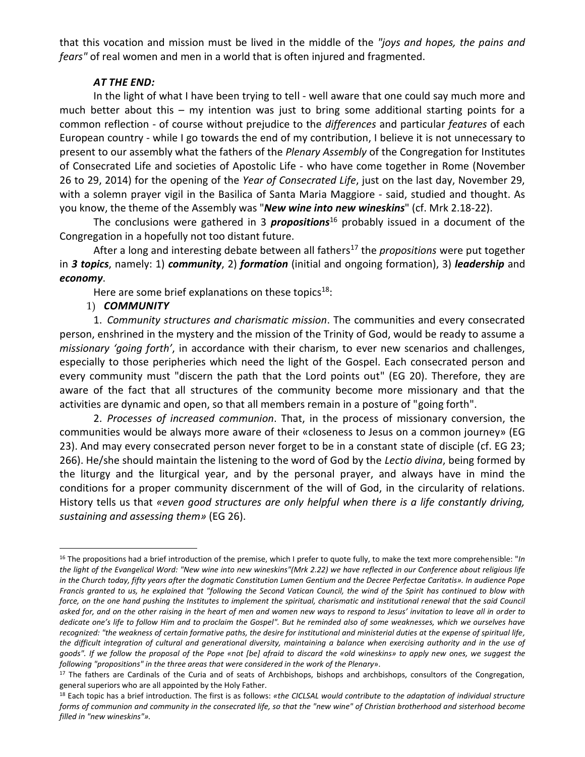that this vocation and mission must be lived in the middle of the *"joys and hopes, the pains and fears"* of real women and men in a world that is often injured and fragmented.

### *AT THE END:*

In the light of what I have been trying to tell - well aware that one could say much more and much better about this – my intention was just to bring some additional starting points for a common reflection - of course without prejudice to the *differences* and particular *features* of each European country - while I go towards the end of my contribution, I believe it is not unnecessary to present to our assembly what the fathers of the *Plenary Assembly* of the Congregation for Institutes of Consecrated Life and societies of Apostolic Life - who have come together in Rome (November 26 to 29, 2014) for the opening of the *Year of Consecrated Life*, just on the last day, November 29, with a solemn prayer vigil in the Basilica of Santa Maria Maggiore - said, studied and thought. As you know, the theme of the Assembly was "***New wine into new wineskins***" (cf. Mrk 2.18-22).

The conclusions were gathered in 3 ***propositions***[16] probably issued in a document of the Congregation in a hopefully not too distant future.

After a long and interesting debate between all fathers[17] the *propositions* were put together in ***3 topics***, namely: 1) ***community***, 2) ***formation*** (initial and ongoing formation), 3) ***leadership*** and ***economy***.

Here are some brief explanations on these topics[18]:

1) ***COMMUNITY***

1. *Community structures and charismatic mission*. The communities and every consecrated person, enshrined in the mystery and the mission of the Trinity of God, would be ready to assume a *missionary 'going forth'*, in accordance with their charism, to ever new scenarios and challenges, especially to those peripheries which need the light of the Gospel. Each consecrated person and every community must "discern the path that the Lord points out" (EG 20). Therefore, they are aware of the fact that all structures of the community become more missionary and that the activities are dynamic and open, so that all members remain in a posture of "going forth".

2. *Processes of increased communion*. That, in the process of missionary conversion, the communities would be always more aware of their «closeness to Jesus on a common journey» (EG 23). And may every consecrated person never forget to be in a constant state of disciple (cf. EG 23; 266). He/she should maintain the listening to the word of God by the *Lectio divina*, being formed by the liturgy and the liturgical year, and by the personal prayer, and always have in mind the conditions for a proper community discernment of the will of God, in the circularity of relations. History tells us that *«even good structures are only helpful when there is a life constantly driving, sustaining and assessing them»* (EG 26).

---

[16] The propositions had a brief introduction of the premise, which I prefer to quote fully, to make the text more comprehensible: "*In the light of the Evangelical Word: "New wine into new wineskins"(Mrk 2.22) we have reflected in our Conference about religious life in the Church today, fifty years after the dogmatic Constitution Lumen Gentium and the Decree Perfectae Caritatis». In audience Pope Francis granted to us, he explained that "following the Second Vatican Council, the wind of the Spirit has continued to blow with force, on the one hand pushing the Institutes to implement the spiritual, charismatic and institutional renewal that the said Council asked for, and on the other raising in the heart of men and women new ways to respond to Jesus' invitation to leave all in order to dedicate one's life to follow Him and to proclaim the Gospel". But he reminded also of some weaknesses, which we ourselves have recognized: "the weakness of certain formative paths, the desire for institutional and ministerial duties at the expense of spiritual life, the difficult integration of cultural and generational diversity, maintaining a balance when exercising authority and in the use of goods". If we follow the proposal of the Pope «not [be] afraid to discard the «old wineskins» to apply new ones, we suggest the following "propositions" in the three areas that were considered in the work of the Plenary*».

[17] The fathers are Cardinals of the Curia and of seats of Archbishops, bishops and archbishops, consultors of the Congregation, general superiors who are all appointed by the Holy Father.

[18] Each topic has a brief introduction. The first is as follows: *«the CICLSAL would contribute to the adaptation of individual structure forms of communion and community in the consecrated life, so that the "new wine" of Christian brotherhood and sisterhood become filled in "new wineskins"».*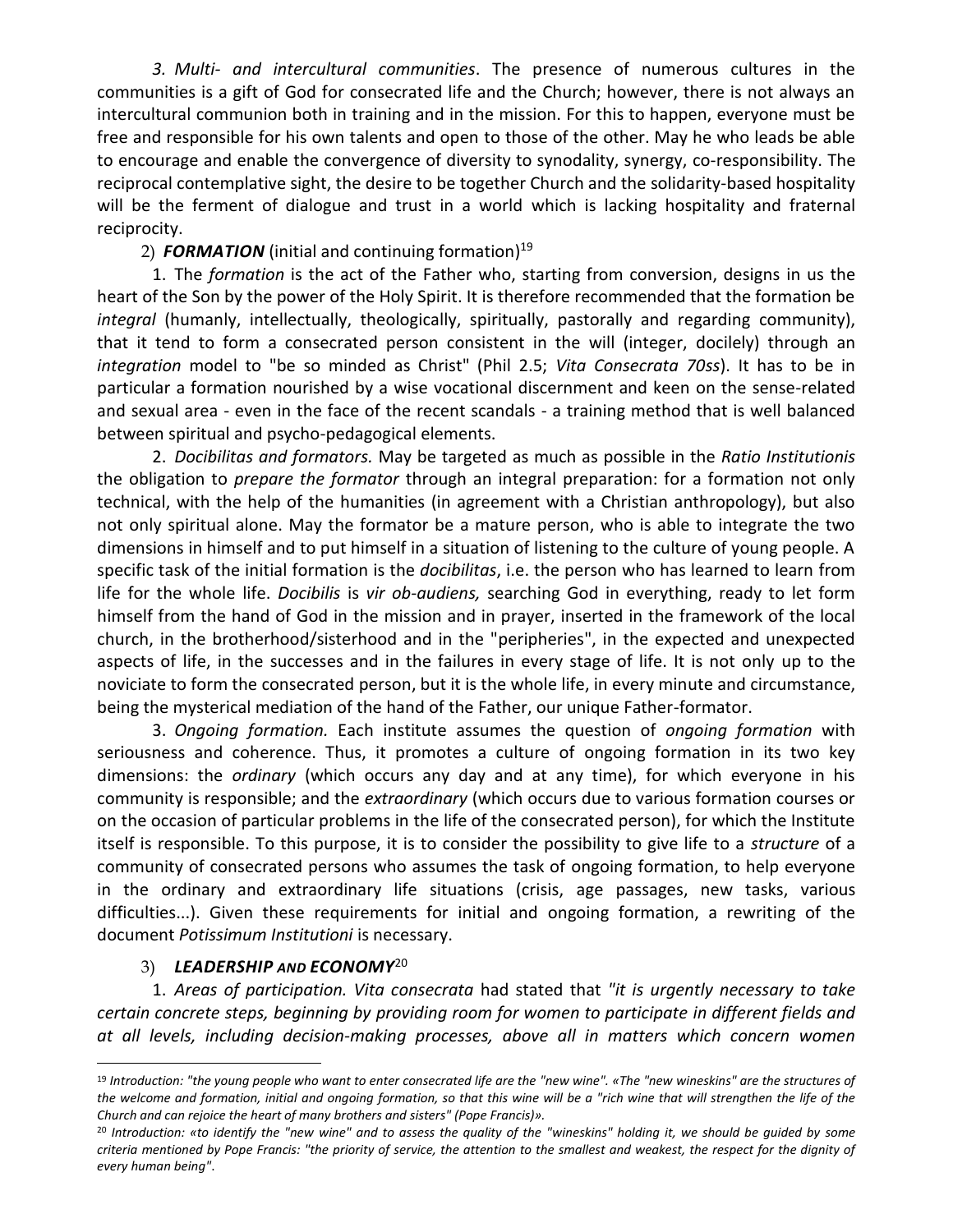*3. Multi- and intercultural communities*. The presence of numerous cultures in the communities is a gift of God for consecrated life and the Church; however, there is not always an intercultural communion both in training and in the mission. For this to happen, everyone must be free and responsible for his own talents and open to those of the other. May he who leads be able to encourage and enable the convergence of diversity to synodality, synergy, co-responsibility. The reciprocal contemplative sight, the desire to be together Church and the solidarity-based hospitality will be the ferment of dialogue and trust in a world which is lacking hospitality and fraternal reciprocity.

## 2) ***FORMATION*** (initial and continuing formation)[19]

1. The *formation* is the act of the Father who, starting from conversion, designs in us the heart of the Son by the power of the Holy Spirit. It is therefore recommended that the formation be *integral* (humanly, intellectually, theologically, spiritually, pastorally and regarding community), that it tend to form a consecrated person consistent in the will (integer, docilely) through an *integration* model to "be so minded as Christ" (Phil 2.5; *Vita Consecrata 70ss*). It has to be in particular a formation nourished by a wise vocational discernment and keen on the sense-related and sexual area - even in the face of the recent scandals - a training method that is well balanced between spiritual and psycho-pedagogical elements.

2. *Docibilitas and formators.* May be targeted as much as possible in the *Ratio Institutionis* the obligation to *prepare the formator* through an integral preparation: for a formation not only technical, with the help of the humanities (in agreement with a Christian anthropology), but also not only spiritual alone. May the formator be a mature person, who is able to integrate the two dimensions in himself and to put himself in a situation of listening to the culture of young people. A specific task of the initial formation is the *docibilitas*, i.e. the person who has learned to learn from life for the whole life. *Docibilis* is *vir ob-audiens,* searching God in everything, ready to let form himself from the hand of God in the mission and in prayer, inserted in the framework of the local church, in the brotherhood/sisterhood and in the "peripheries", in the expected and unexpected aspects of life, in the successes and in the failures in every stage of life. It is not only up to the noviciate to form the consecrated person, but it is the whole life, in every minute and circumstance, being the mysterical mediation of the hand of the Father, our unique Father-formator.

3. *Ongoing formation.* Each institute assumes the question of *ongoing formation* with seriousness and coherence. Thus, it promotes a culture of ongoing formation in its two key dimensions: the *ordinary* (which occurs any day and at any time), for which everyone in his community is responsible; and the *extraordinary* (which occurs due to various formation courses or on the occasion of particular problems in the life of the consecrated person), for which the Institute itself is responsible. To this purpose, it is to consider the possibility to give life to a *structure* of a community of consecrated persons who assumes the task of ongoing formation, to help everyone in the ordinary and extraordinary life situations (crisis, age passages, new tasks, various difficulties...). Given these requirements for initial and ongoing formation, a rewriting of the document *Potissimum Institutioni* is necessary.

## 3) ***LEADERSHIP AND ECONOMY***[20]

1. *Areas of participation. Vita consecrata* had stated that *"it is urgently necessary to take certain concrete steps, beginning by providing room for women to participate in different fields and at all levels, including decision-making processes, above all in matters which concern women*

---

[19] *Introduction: "the young people who want to enter consecrated life are the "new wine". «The "new wineskins" are the structures of the welcome and formation, initial and ongoing formation, so that this wine will be a "rich wine that will strengthen the life of the Church and can rejoice the heart of many brothers and sisters" (Pope Francis)».*

[20] *Introduction: «to identify the "new wine" and to assess the quality of the "wineskins" holding it, we should be guided by some criteria mentioned by Pope Francis: "the priority of service, the attention to the smallest and weakest, the respect for the dignity of every human being".*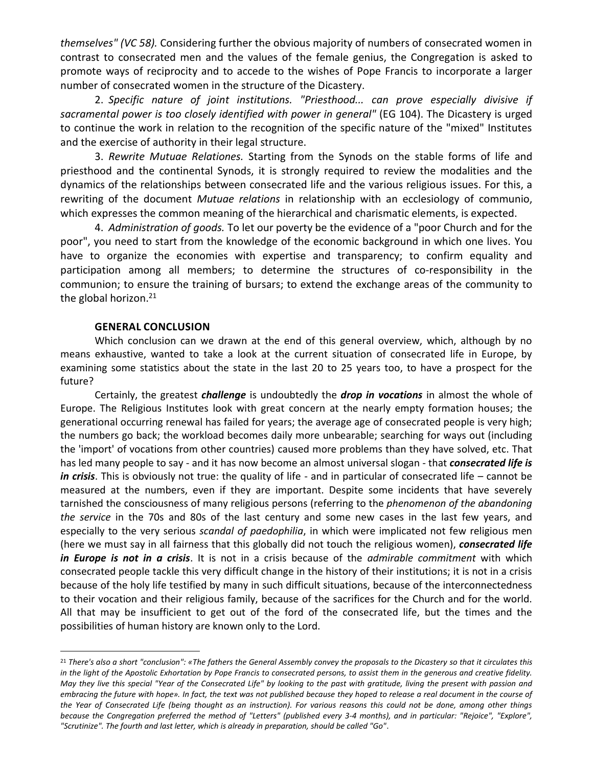*themselves" (VC 58).* Considering further the obvious majority of numbers of consecrated women in contrast to consecrated men and the values of the female genius, the Congregation is asked to promote ways of reciprocity and to accede to the wishes of Pope Francis to incorporate a larger number of consecrated women in the structure of the Dicastery.

2. *Specific nature of joint institutions. "Priesthood... can prove especially divisive if sacramental power is too closely identified with power in general"* (EG 104). The Dicastery is urged to continue the work in relation to the recognition of the specific nature of the "mixed" Institutes and the exercise of authority in their legal structure.

3. *Rewrite Mutuae Relationes.* Starting from the Synods on the stable forms of life and priesthood and the continental Synods, it is strongly required to review the modalities and the dynamics of the relationships between consecrated life and the various religious issues. For this, a rewriting of the document *Mutuae relations* in relationship with an ecclesiology of communio, which expresses the common meaning of the hierarchical and charismatic elements, is expected.

4. *Administration of goods.* To let our poverty be the evidence of a "poor Church and for the poor", you need to start from the knowledge of the economic background in which one lives. You have to organize the economies with expertise and transparency; to confirm equality and participation among all members; to determine the structures of co-responsibility in the communion; to ensure the training of bursars; to extend the exchange areas of the community to the global horizon.[21]

## GENERAL CONCLUSION

Which conclusion can we drawn at the end of this general overview, which, although by no means exhaustive, wanted to take a look at the current situation of consecrated life in Europe, by examining some statistics about the state in the last 20 to 25 years too, to have a prospect for the future?

Certainly, the greatest ***challenge*** is undoubtedly the ***drop in vocations*** in almost the whole of Europe. The Religious Institutes look with great concern at the nearly empty formation houses; the generational occurring renewal has failed for years; the average age of consecrated people is very high; the numbers go back; the workload becomes daily more unbearable; searching for ways out (including the 'import' of vocations from other countries) caused more problems than they have solved, etc. That has led many people to say - and it has now become an almost universal slogan - that ***consecrated life is in crisis***. This is obviously not true: the quality of life - and in particular of consecrated life – cannot be measured at the numbers, even if they are important. Despite some incidents that have severely tarnished the consciousness of many religious persons (referring to the *phenomenon of the abandoning the service* in the 70s and 80s of the last century and some new cases in the last few years, and especially to the very serious *scandal of paedophilia*, in which were implicated not few religious men (here we must say in all fairness that this globally did not touch the religious women), ***consecrated life in Europe is not in a crisis***. It is not in a crisis because of the *admirable commitment* with which consecrated people tackle this very difficult change in the history of their institutions; it is not in a crisis because of the holy life testified by many in such difficult situations, because of the interconnectedness to their vocation and their religious family, because of the sacrifices for the Church and for the world. All that may be insufficient to get out of the ford of the consecrated life, but the times and the possibilities of human history are known only to the Lord.

---

[21] *There's also a short "conclusion": «The fathers the General Assembly convey the proposals to the Dicastery so that it circulates this in the light of the Apostolic Exhortation by Pope Francis to consecrated persons, to assist them in the generous and creative fidelity. May they live this special "Year of the Consecrated Life" by looking to the past with gratitude, living the present with passion and embracing the future with hope». In fact, the text was not published because they hoped to release a real document in the course of the Year of Consecrated Life (being thought as an instruction). For various reasons this could not be done, among other things because the Congregation preferred the method of "Letters" (published every 3-4 months), and in particular: "Rejoice", "Explore", "Scrutinize". The fourth and last letter, which is already in preparation, should be called "Go"*.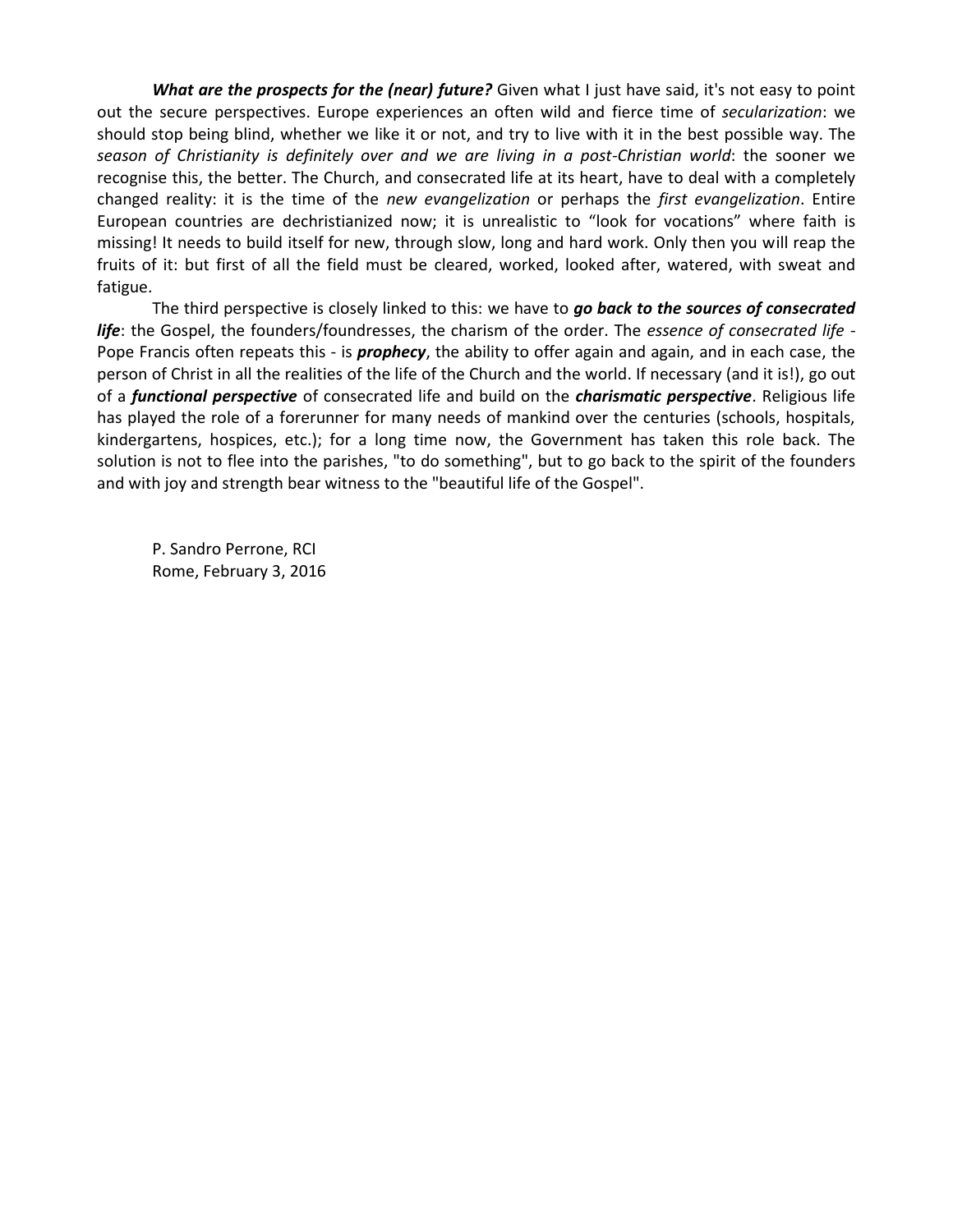***What are the prospects for the (near) future?*** Given what I just have said, it's not easy to point out the secure perspectives. Europe experiences an often wild and fierce time of *secularization*: we should stop being blind, whether we like it or not, and try to live with it in the best possible way. The *season of Christianity is definitely over and we are living in a post-Christian world*: the sooner we recognise this, the better. The Church, and consecrated life at its heart, have to deal with a completely changed reality: it is the time of the *new evangelization* or perhaps the *first evangelization*. Entire European countries are dechristianized now; it is unrealistic to "look for vocations" where faith is missing! It needs to build itself for new, through slow, long and hard work. Only then you will reap the fruits of it: but first of all the field must be cleared, worked, looked after, watered, with sweat and fatigue.

The third perspective is closely linked to this: we have to ***go back to the sources of consecrated life***: the Gospel, the founders/foundresses, the charism of the order. The *essence of consecrated life* - Pope Francis often repeats this - is ***prophecy***, the ability to offer again and again, and in each case, the person of Christ in all the realities of the life of the Church and the world. If necessary (and it is!), go out of a ***functional perspective*** of consecrated life and build on the ***charismatic perspective***. Religious life has played the role of a forerunner for many needs of mankind over the centuries (schools, hospitals, kindergartens, hospices, etc.); for a long time now, the Government has taken this role back. The solution is not to flee into the parishes, "to do something", but to go back to the spirit of the founders and with joy and strength bear witness to the "beautiful life of the Gospel".

P. Sandro Perrone, RCI
Rome, February 3, 2016